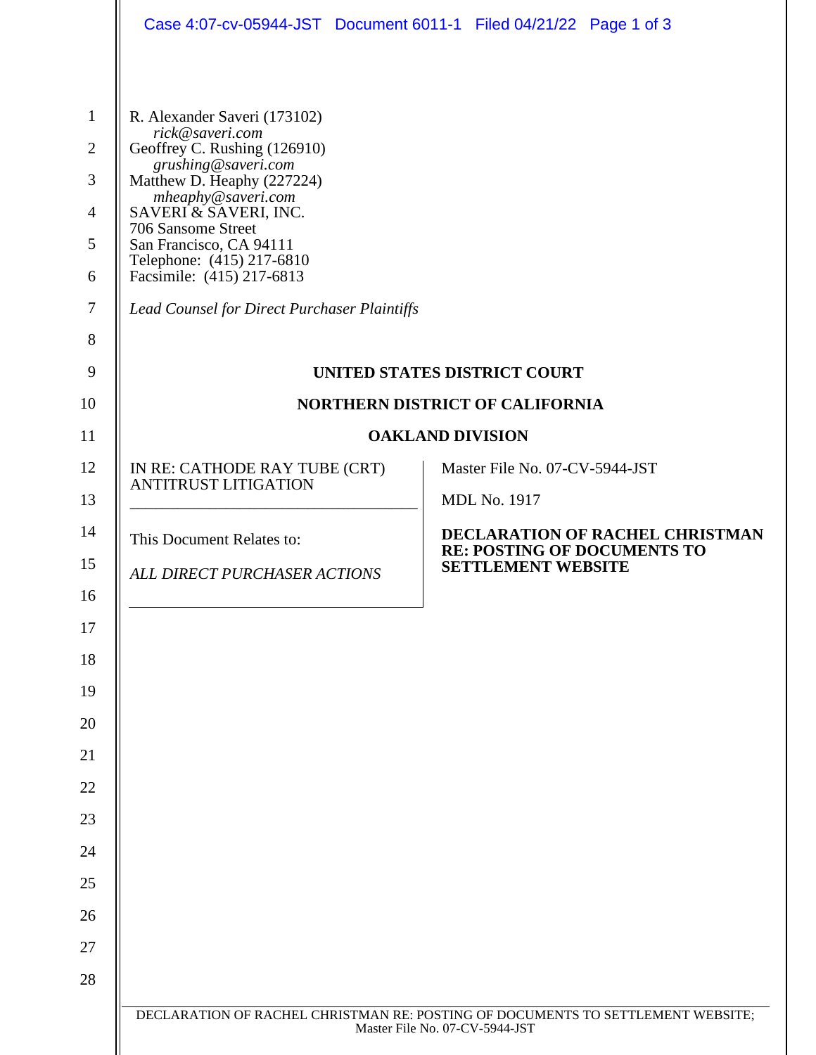R. Alexander Saveri (173102)
*rick@saveri.com*
Geoffrey C. Rushing (126910)
*grushing@saveri.com*
Matthew D. Heaphy (227224)
*mheaphy@saveri.com*
SAVERI & SAVERI, INC.
706 Sansome Street
San Francisco, CA 94111
Telephone: (415) 217-6810
Facsimile: (415) 217-6813

*Lead Counsel for Direct Purchaser Plaintiffs*

**UNITED STATES DISTRICT COURT**

**NORTHERN DISTRICT OF CALIFORNIA**

**OAKLAND DIVISION**

| | |
|---|---|
| IN RE: CATHODE RAY TUBE (CRT) ANTITRUST LITIGATION<br><br>This Document Relates to:<br><br>*ALL DIRECT PURCHASER ACTIONS* | Master File No. 07-CV-5944-JST<br><br>MDL No. 1917<br><br>**DECLARATION OF RACHEL CHRISTMAN RE: POSTING OF DOCUMENTS TO SETTLEMENT WEBSITE** |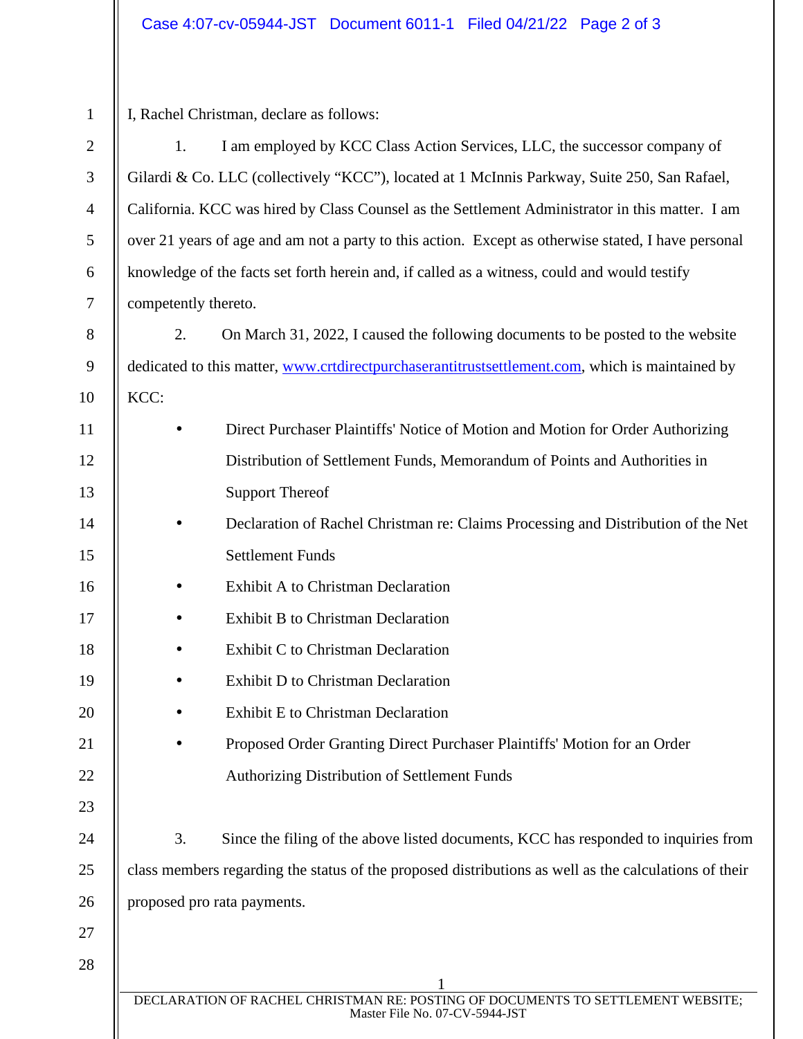I, Rachel Christman, declare as follows:

1. I am employed by KCC Class Action Services, LLC, the successor company of Gilardi & Co. LLC (collectively "KCC"), located at 1 McInnis Parkway, Suite 250, San Rafael, California. KCC was hired by Class Counsel as the Settlement Administrator in this matter. I am over 21 years of age and am not a party to this action. Except as otherwise stated, I have personal knowledge of the facts set forth herein and, if called as a witness, could and would testify competently thereto.

2. On March 31, 2022, I caused the following documents to be posted to the website dedicated to this matter, www.crtdirectpurchaserantitrustsettlement.com, which is maintained by KCC:

- Direct Purchaser Plaintiffs' Notice of Motion and Motion for Order Authorizing Distribution of Settlement Funds, Memorandum of Points and Authorities in Support Thereof
- Declaration of Rachel Christman re: Claims Processing and Distribution of the Net Settlement Funds
- Exhibit A to Christman Declaration
- Exhibit B to Christman Declaration
- Exhibit C to Christman Declaration
- Exhibit D to Christman Declaration
- Exhibit E to Christman Declaration
- Proposed Order Granting Direct Purchaser Plaintiffs' Motion for an Order Authorizing Distribution of Settlement Funds

3. Since the filing of the above listed documents, KCC has responded to inquiries from class members regarding the status of the proposed distributions as well as the calculations of their proposed pro rata payments.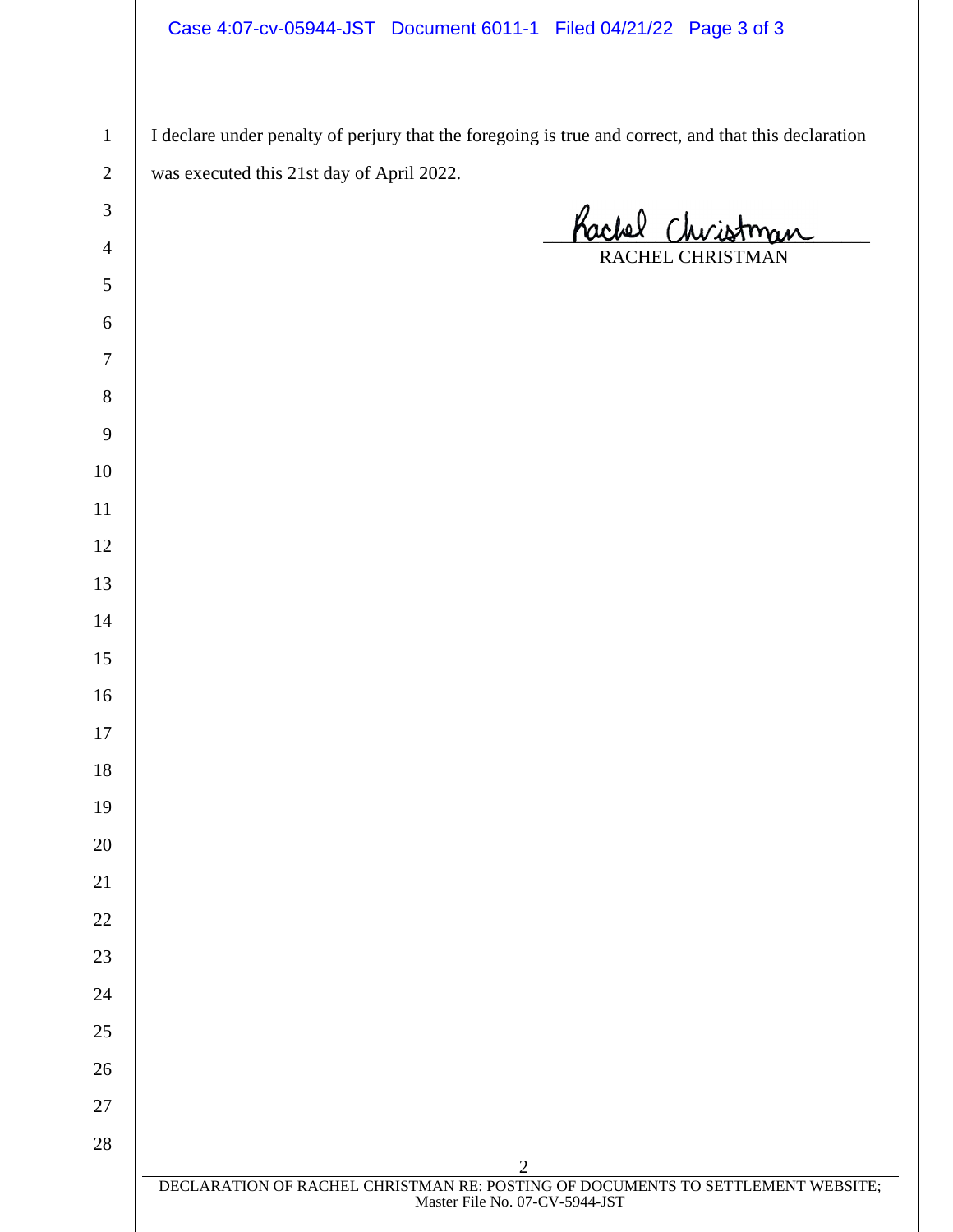I declare under penalty of perjury that the foregoing is true and correct, and that this declaration was executed this 21st day of April 2022.

Rachel Christman

RACHEL CHRISTMAN